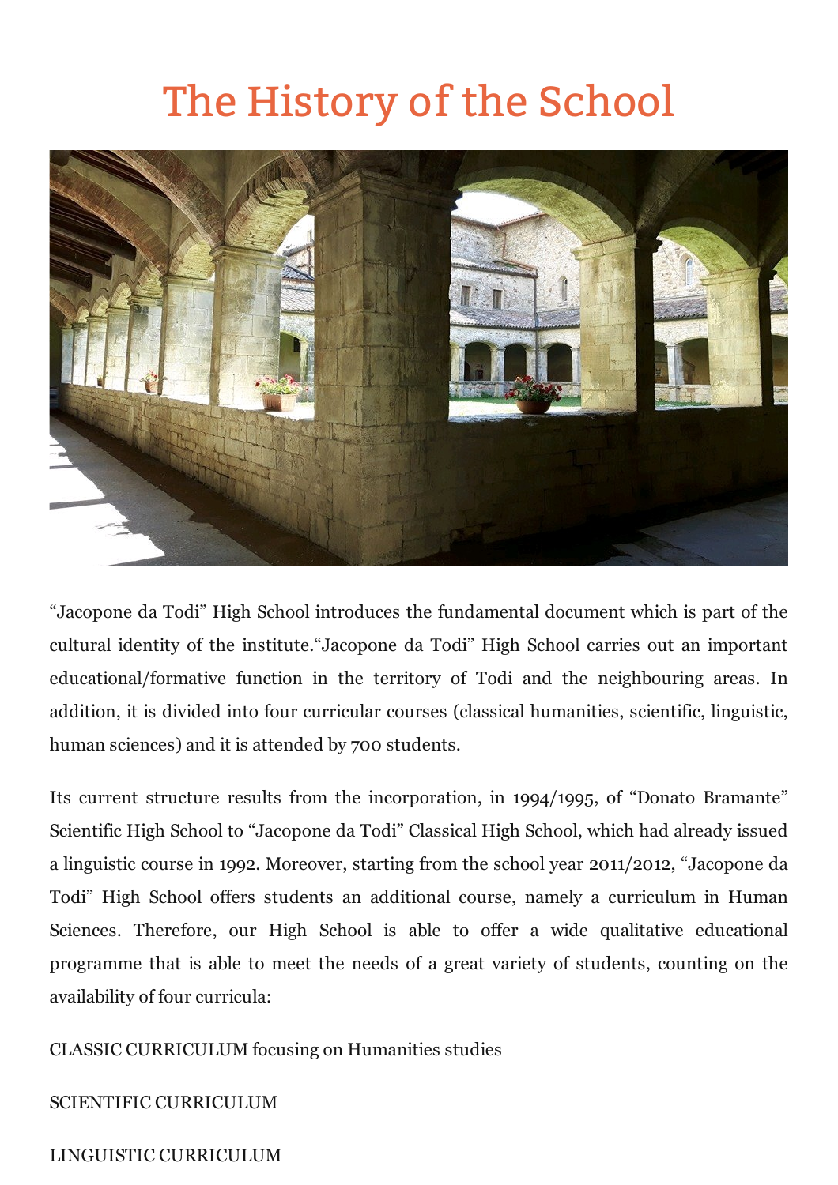# The History of the School

"Jacopone da Todi" High School introduces the fundamental document which is part of the cultural identity of the institute."Jacopone da Todi" High School carries out an important educational/formative function in the territory of Todi and the neighbouring areas. In addition, it is divided into four curricular courses (classical humanities, scientific, linguistic, human sciences) and it is attended by 700 students.

Its current structure results from the incorporation, in 1994/1995, of "Donato Bramante" Scientific High School to "Jacopone da Todi" Classical High School, which had already issued a linguistic course in 1992. Moreover, starting from the school year 2011/2012, "Jacopone da Todi" High School offers students an additional course, namely a curriculum in Human Sciences. Therefore, our High School is able to offer a wide qualitative educational programme that is able to meet the needs of a great variety of students, counting on the availability of four curricula:

CLASSIC CURRICULUM focusing on Humanities studies

SCIENTIFIC CURRICULUM

LINGUISTIC CURRICULUM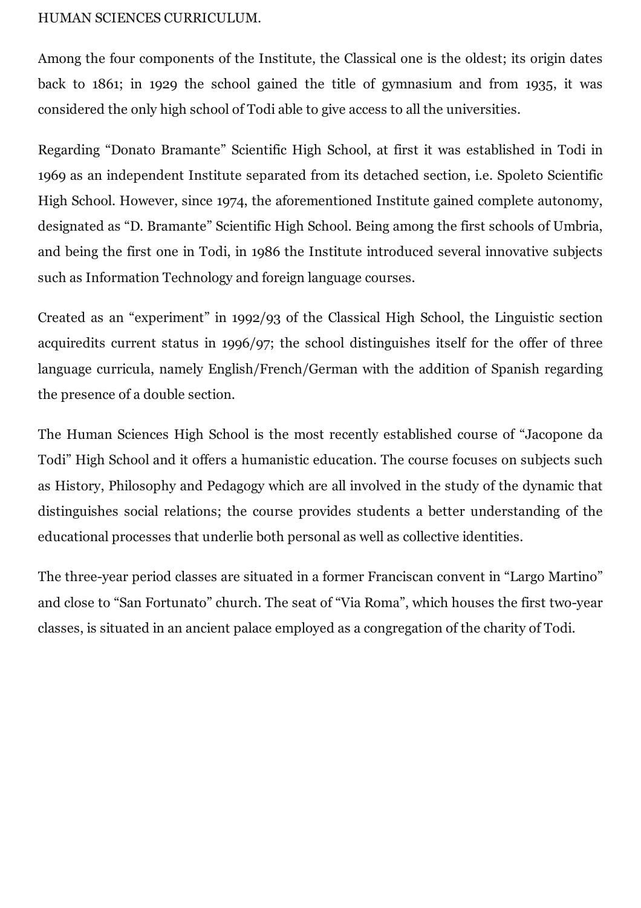HUMAN SCIENCES CURRICULUM.

Among the four components of the Institute, the Classical one is the oldest; its origin dates back to 1861; in 1929 the school gained the title of gymnasium and from 1935, it was considered the only high school of Todi able to give access to all the universities.

Regarding "Donato Bramante" Scientific High School, at first it was established in Todi in 1969 as an independent Institute separated from its detached section, i.e. Spoleto Scientific High School. However, since 1974, the aforementioned Institute gained complete autonomy, designated as "D. Bramante" Scientific High School. Being among the first schools of Umbria, and being the first one in Todi, in 1986 the Institute introduced several innovative subjects such as Information Technology and foreign language courses.

Created as an "experiment" in 1992/93 of the Classical High School, the Linguistic section acquiredits current status in 1996/97; the school distinguishes itself for the offer of three language curricula, namely English/French/German with the addition of Spanish regarding the presence of a double section.

The Human Sciences High School is the most recently established course of "Jacopone da Todi" High School and it offers a humanistic education. The course focuses on subjects such as History, Philosophy and Pedagogy which are all involved in the study of the dynamic that distinguishes social relations; the course provides students a better understanding of the educational processes that underlie both personal as well as collective identities.

The three-year period classes are situated in a former Franciscan convent in "Largo Martino" and close to "San Fortunato" church. The seat of "Via Roma", which houses the first two-year classes, is situated in an ancient palace employed as a congregation of the charity of Todi.